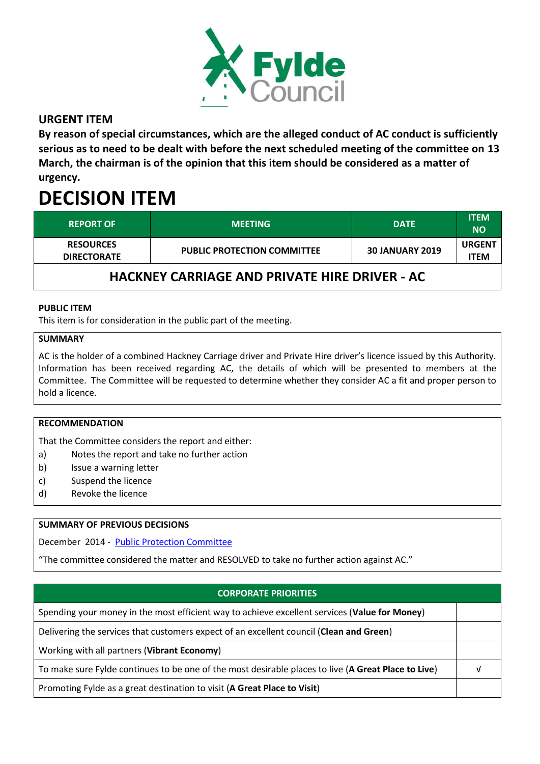## URGENT ITEM

**By reason of special circumstances, which are the alleged conduct of AC conduct is sufficiently serious as to need to be dealt with before the next scheduled meeting of the committee on 13 March, the chairman is of the opinion that this item should be considered as a matter of urgency.**

# DECISION ITEM

| REPORT OF | MEETING | DATE | ITEM NO |
|---|---|---|---|
| RESOURCES DIRECTORATE | PUBLIC PROTECTION COMMITTEE | 30 JANUARY 2019 | URGENT ITEM |
| **HACKNEY CARRIAGE AND PRIVATE HIRE DRIVER - AC** | | | |

**PUBLIC ITEM**

This item is for consideration in the public part of the meeting.

**SUMMARY**

AC is the holder of a combined Hackney Carriage driver and Private Hire driver's licence issued by this Authority. Information has been received regarding AC, the details of which will be presented to members at the Committee. The Committee will be requested to determine whether they consider AC a fit and proper person to hold a licence.

**RECOMMENDATION**

That the Committee considers the report and either:

a) Notes the report and take no further action
b) Issue a warning letter
c) Suspend the licence
d) Revoke the licence

**SUMMARY OF PREVIOUS DECISIONS**

December 2014 - Public Protection Committee

"The committee considered the matter and RESOLVED to take no further action against AC."

| CORPORATE PRIORITIES | |
|---|---|
| Spending your money in the most efficient way to achieve excellent services (**Value for Money**) | |
| Delivering the services that customers expect of an excellent council (**Clean and Green**) | |
| Working with all partners (**Vibrant Economy**) | |
| To make sure Fylde continues to be one of the most desirable places to live (**A Great Place to Live**) | √ |
| Promoting Fylde as a great destination to visit (**A Great Place to Visit**) | |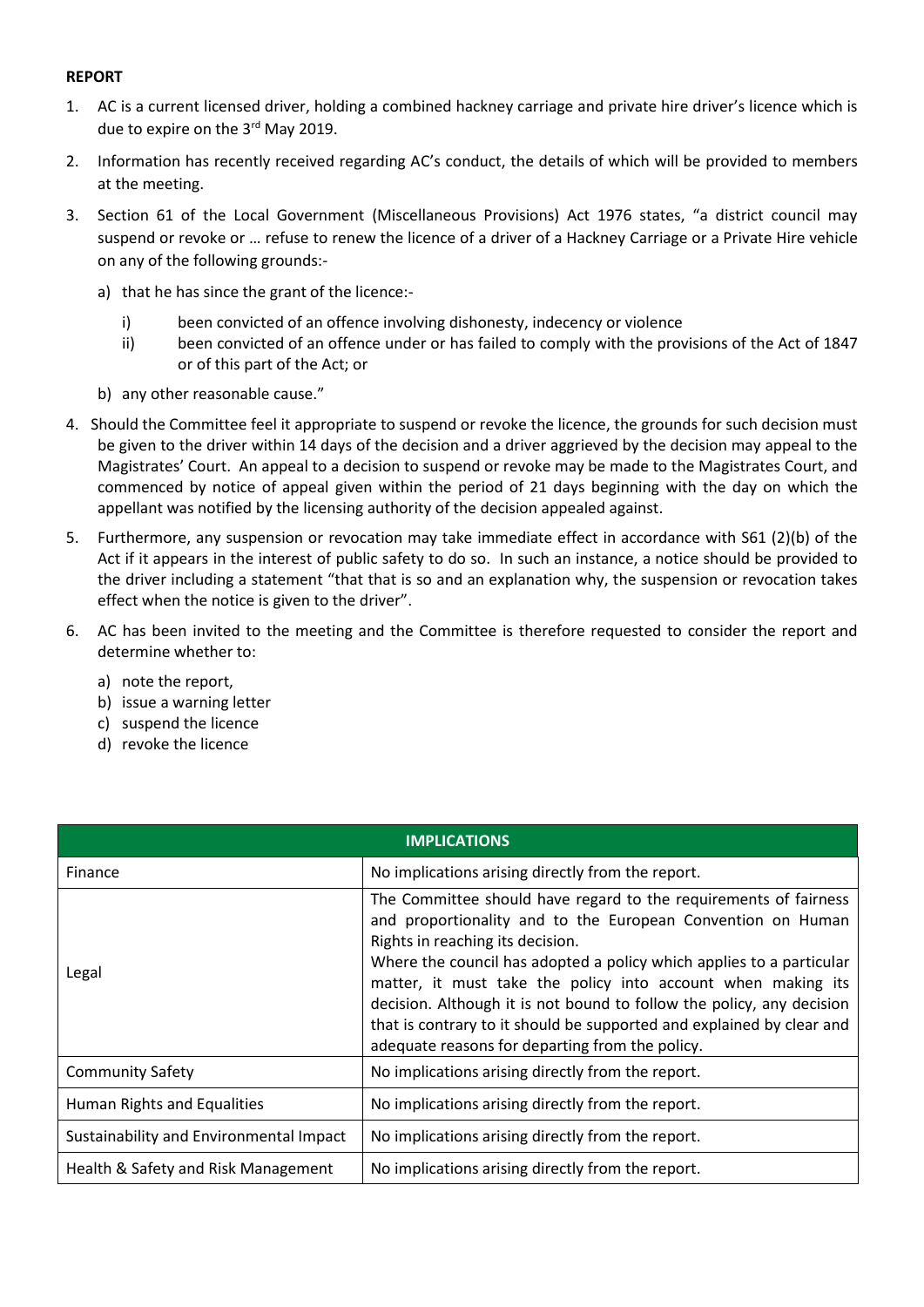**REPORT**

1. AC is a current licensed driver, holding a combined hackney carriage and private hire driver's licence which is due to expire on the 3rd May 2019.

2. Information has recently received regarding AC's conduct, the details of which will be provided to members at the meeting.

3. Section 61 of the Local Government (Miscellaneous Provisions) Act 1976 states, "a district council may suspend or revoke or … refuse to renew the licence of a driver of a Hackney Carriage or a Private Hire vehicle on any of the following grounds:-

   a) that he has since the grant of the licence:-

      i) been convicted of an offence involving dishonesty, indecency or violence

      ii) been convicted of an offence under or has failed to comply with the provisions of the Act of 1847 or of this part of the Act; or

   b) any other reasonable cause."

4. Should the Committee feel it appropriate to suspend or revoke the licence, the grounds for such decision must be given to the driver within 14 days of the decision and a driver aggrieved by the decision may appeal to the Magistrates' Court. An appeal to a decision to suspend or revoke may be made to the Magistrates Court, and commenced by notice of appeal given within the period of 21 days beginning with the day on which the appellant was notified by the licensing authority of the decision appealed against.

5. Furthermore, any suspension or revocation may take immediate effect in accordance with S61 (2)(b) of the Act if it appears in the interest of public safety to do so. In such an instance, a notice should be provided to the driver including a statement "that that is so and an explanation why, the suspension or revocation takes effect when the notice is given to the driver".

6. AC has been invited to the meeting and the Committee is therefore requested to consider the report and determine whether to:

   a) note the report,
   b) issue a warning letter
   c) suspend the licence
   d) revoke the licence

| IMPLICATIONS | |
|---|---|
| Finance | No implications arising directly from the report. |
| Legal | The Committee should have regard to the requirements of fairness and proportionality and to the European Convention on Human Rights in reaching its decision.<br>Where the council has adopted a policy which applies to a particular matter, it must take the policy into account when making its decision. Although it is not bound to follow the policy, any decision that is contrary to it should be supported and explained by clear and adequate reasons for departing from the policy. |
| Community Safety | No implications arising directly from the report. |
| Human Rights and Equalities | No implications arising directly from the report. |
| Sustainability and Environmental Impact | No implications arising directly from the report. |
| Health & Safety and Risk Management | No implications arising directly from the report. |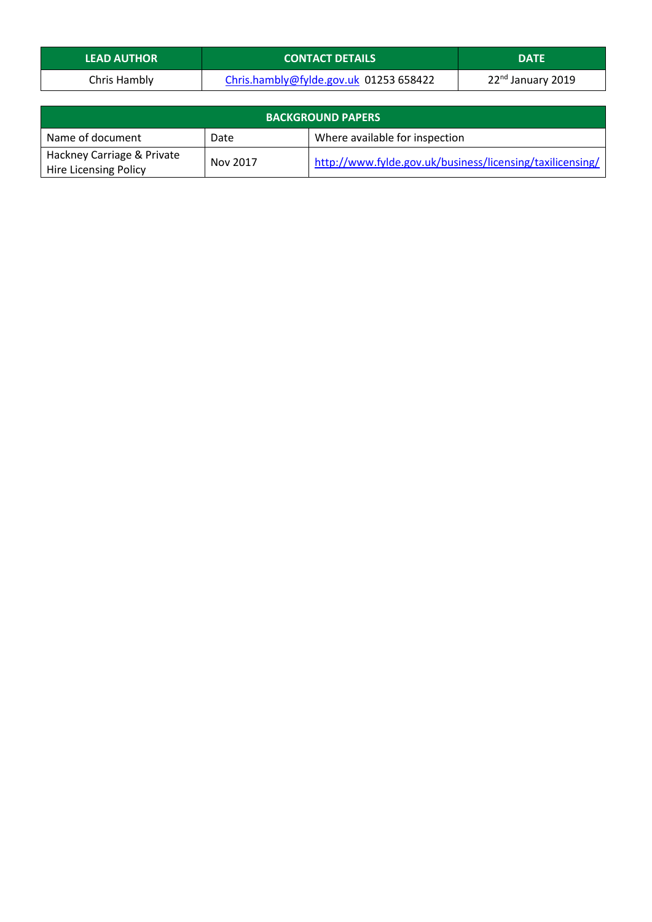| LEAD AUTHOR | CONTACT DETAILS | DATE |
| --- | --- | --- |
| Chris Hambly | Chris.hambly@fylde.gov.uk 01253 658422 | 22nd January 2019 |

| BACKGROUND PAPERS | | |
| --- | --- | --- |
| Name of document | Date | Where available for inspection |
| Hackney Carriage & Private Hire Licensing Policy | Nov 2017 | http://www.fylde.gov.uk/business/licensing/taxilicensing/ |